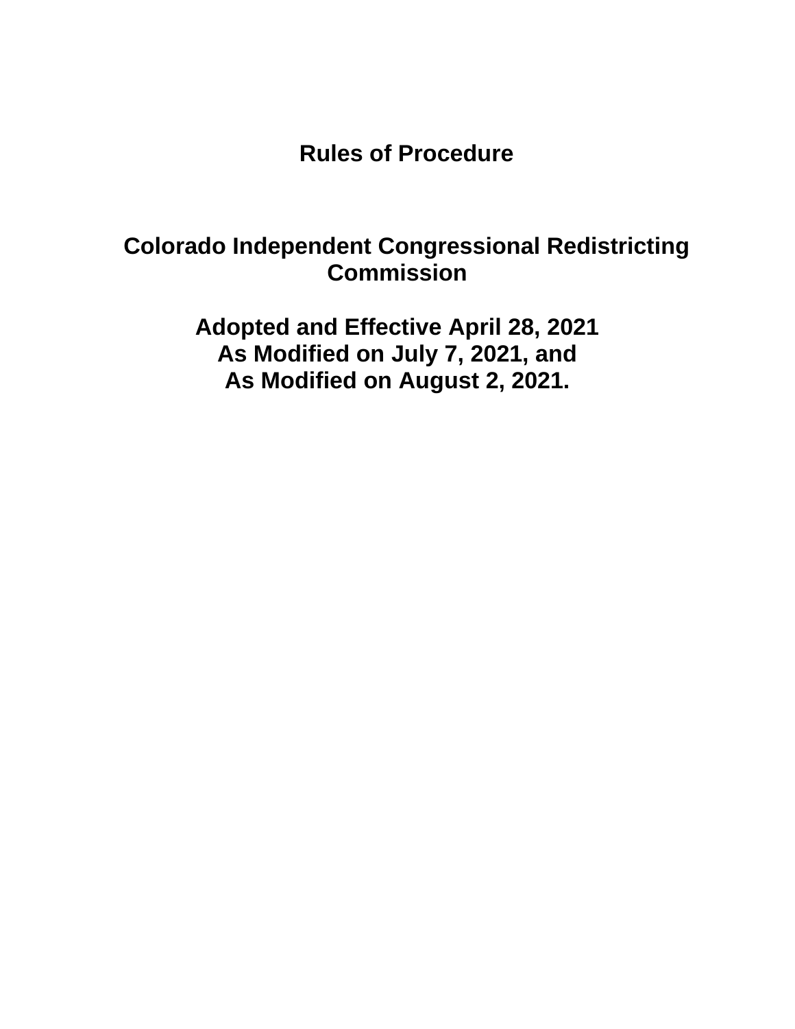# Rules of Procedure

## Colorado Independent Congressional Redistricting Commission

**Adopted and Effective April 28, 2021**
**As Modified on July 7, 2021, and**
**As Modified on August 2, 2021.**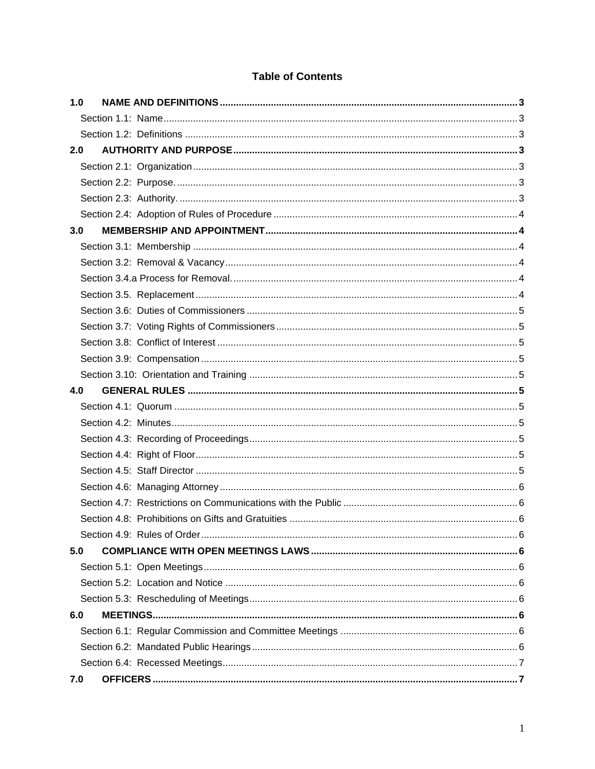# Table of Contents

**1.0 NAME AND DEFINITIONS** ..... 3

Section 1.1: Name ..... 3

Section 1.2: Definitions ..... 3

**2.0 AUTHORITY AND PURPOSE** ..... 3

Section 2.1: Organization ..... 3

Section 2.2: Purpose. ..... 3

Section 2.3: Authority. ..... 3

Section 2.4: Adoption of Rules of Procedure ..... 4

**3.0 MEMBERSHIP AND APPOINTMENT** ..... 4

Section 3.1: Membership ..... 4

Section 3.2: Removal & Vacancy ..... 4

Section 3.4.a Process for Removal. ..... 4

Section 3.5. Replacement ..... 4

Section 3.6: Duties of Commissioners ..... 5

Section 3.7: Voting Rights of Commissioners ..... 5

Section 3.8: Conflict of Interest ..... 5

Section 3.9: Compensation ..... 5

Section 3.10: Orientation and Training ..... 5

**4.0 GENERAL RULES** ..... 5

Section 4.1: Quorum ..... 5

Section 4.2: Minutes ..... 5

Section 4.3: Recording of Proceedings ..... 5

Section 4.4: Right of Floor ..... 5

Section 4.5: Staff Director ..... 5

Section 4.6: Managing Attorney ..... 6

Section 4.7: Restrictions on Communications with the Public ..... 6

Section 4.8: Prohibitions on Gifts and Gratuities ..... 6

Section 4.9: Rules of Order ..... 6

**5.0 COMPLIANCE WITH OPEN MEETINGS LAWS** ..... 6

Section 5.1: Open Meetings ..... 6

Section 5.2: Location and Notice ..... 6

Section 5.3: Rescheduling of Meetings ..... 6

**6.0 MEETINGS** ..... 6

Section 6.1: Regular Commission and Committee Meetings ..... 6

Section 6.2: Mandated Public Hearings ..... 6

Section 6.4: Recessed Meetings ..... 7

**7.0 OFFICERS** ..... 7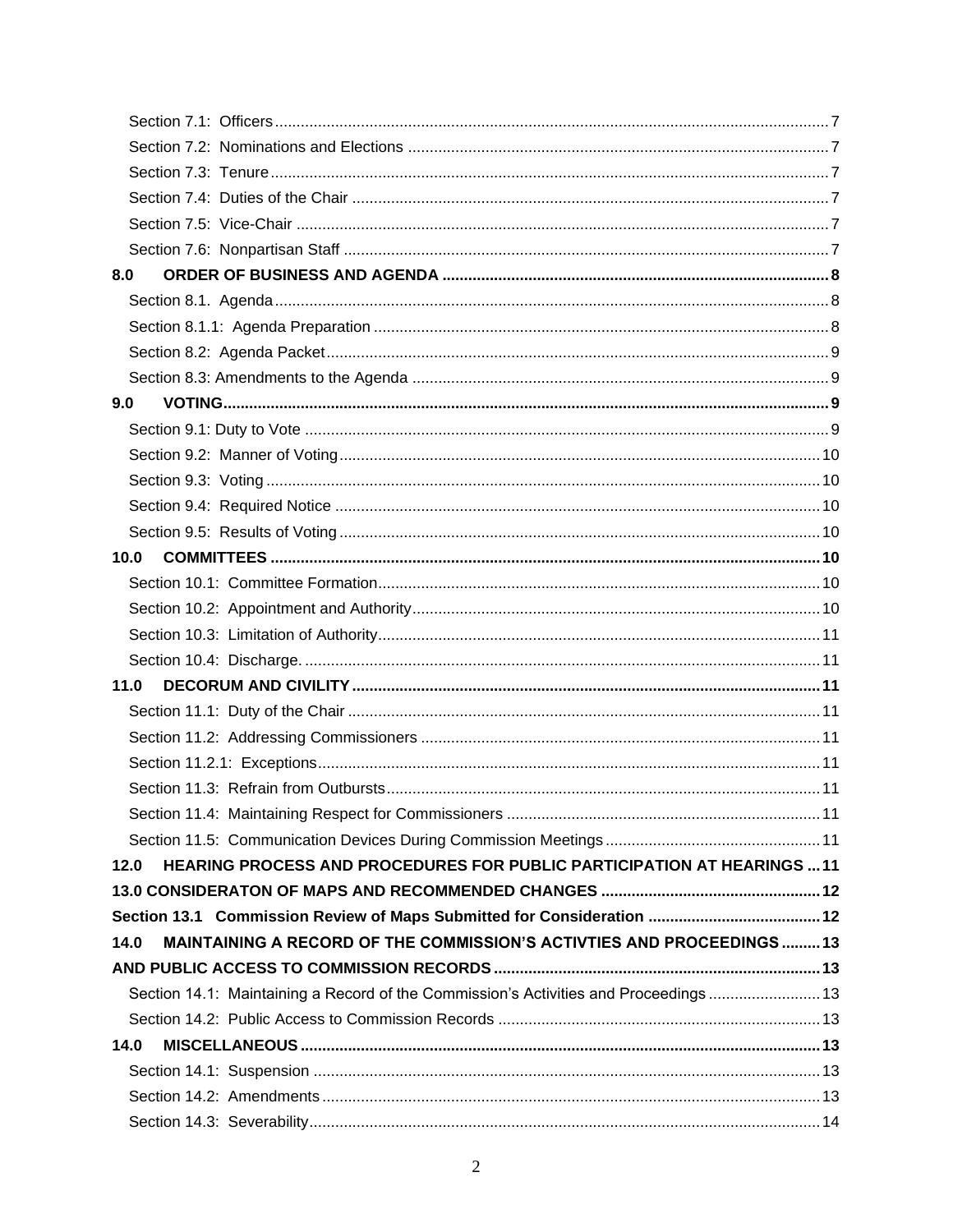Section 7.1: Officers ........................................................................................................................ 7

Section 7.2: Nominations and Elections .................................................................................... 7

Section 7.3: Tenure ........................................................................................................................ 7

Section 7.4: Duties of the Chair ................................................................................................... 7

Section 7.5: Vice-Chair .................................................................................................................. 7

Section 7.6: Nonpartisan Staff ...................................................................................................... 7

**8.0 ORDER OF BUSINESS AND AGENDA ........................................................................ 8**

Section 8.1. Agenda ....................................................................................................................... 8

Section 8.1.1: Agenda Preparation .............................................................................................. 8

Section 8.2: Agenda Packet ........................................................................................................... 9

Section 8.3: Amendments to the Agenda .................................................................................... 9

**9.0 VOTING ................................................................................................................................ 9**

Section 9.1: Duty to Vote ............................................................................................................... 9

Section 9.2: Manner of Voting ..................................................................................................... 10

Section 9.3: Voting ........................................................................................................................ 10

Section 9.4: Required Notice ....................................................................................................... 10

Section 9.5: Results of Voting ..................................................................................................... 10

**10.0 COMMITTEES .................................................................................................................. 10**

Section 10.1: Committee Formation ............................................................................................ 10

Section 10.2: Appointment and Authority .................................................................................... 10

Section 10.3: Limitation of Authority ............................................................................................ 11

Section 10.4: Discharge. ............................................................................................................... 11

**11.0 DECORUM AND CIVILITY ............................................................................................. 11**

Section 11.1: Duty of the Chair ................................................................................................... 11

Section 11.2: Addressing Commissioners .................................................................................. 11

Section 11.2.1: Exceptions ........................................................................................................... 11

Section 11.3: Refrain from Outbursts .......................................................................................... 11

Section 11.4: Maintaining Respect for Commissioners ............................................................. 11

Section 11.5: Communication Devices During Commission Meetings ..................................... 11

**12.0 HEARING PROCESS AND PROCEDURES FOR PUBLIC PARTICIPATION AT HEARINGS ... 11**

**13.0 CONSIDERATON OF MAPS AND RECOMMENDED CHANGES ................................... 12**

**Section 13.1 Commission Review of Maps Submitted for Consideration ............................. 12**

**14.0 MAINTAINING A RECORD OF THE COMMISSION'S ACTIVTIES AND PROCEEDINGS ......... 13**

**AND PUBLIC ACCESS TO COMMISSION RECORDS .......................................................... 13**

Section 14.1: Maintaining a Record of the Commission's Activities and Proceedings .............. 13

Section 14.2: Public Access to Commission Records ................................................................ 13

**14.0 MISCELLANEOUS ............................................................................................................ 13**

Section 14.1: Suspension ............................................................................................................. 13

Section 14.2: Amendments ........................................................................................................... 13

Section 14.3: Severability .............................................................................................................. 14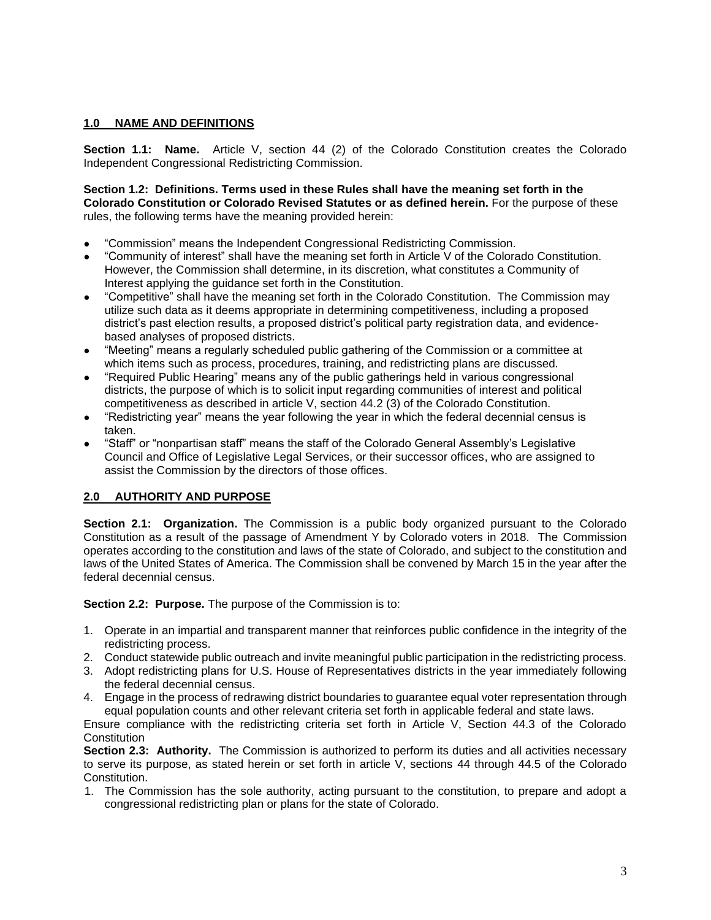## 1.0 NAME AND DEFINITIONS

**Section 1.1: Name.** Article V, section 44 (2) of the Colorado Constitution creates the Colorado Independent Congressional Redistricting Commission.

**Section 1.2: Definitions. Terms used in these Rules shall have the meaning set forth in the Colorado Constitution or Colorado Revised Statutes or as defined herein.** For the purpose of these rules, the following terms have the meaning provided herein:

- "Commission" means the Independent Congressional Redistricting Commission.
- "Community of interest" shall have the meaning set forth in Article V of the Colorado Constitution. However, the Commission shall determine, in its discretion, what constitutes a Community of Interest applying the guidance set forth in the Constitution.
- "Competitive" shall have the meaning set forth in the Colorado Constitution. The Commission may utilize such data as it deems appropriate in determining competitiveness, including a proposed district's past election results, a proposed district's political party registration data, and evidence-based analyses of proposed districts.
- "Meeting" means a regularly scheduled public gathering of the Commission or a committee at which items such as process, procedures, training, and redistricting plans are discussed.
- "Required Public Hearing" means any of the public gatherings held in various congressional districts, the purpose of which is to solicit input regarding communities of interest and political competitiveness as described in article V, section 44.2 (3) of the Colorado Constitution.
- "Redistricting year" means the year following the year in which the federal decennial census is taken.
- "Staff" or "nonpartisan staff" means the staff of the Colorado General Assembly's Legislative Council and Office of Legislative Legal Services, or their successor offices, who are assigned to assist the Commission by the directors of those offices.

## 2.0 AUTHORITY AND PURPOSE

**Section 2.1: Organization.** The Commission is a public body organized pursuant to the Colorado Constitution as a result of the passage of Amendment Y by Colorado voters in 2018. The Commission operates according to the constitution and laws of the state of Colorado, and subject to the constitution and laws of the United States of America. The Commission shall be convened by March 15 in the year after the federal decennial census.

**Section 2.2: Purpose.** The purpose of the Commission is to:

1. Operate in an impartial and transparent manner that reinforces public confidence in the integrity of the redistricting process.
2. Conduct statewide public outreach and invite meaningful public participation in the redistricting process.
3. Adopt redistricting plans for U.S. House of Representatives districts in the year immediately following the federal decennial census.
4. Engage in the process of redrawing district boundaries to guarantee equal voter representation through equal population counts and other relevant criteria set forth in applicable federal and state laws.

Ensure compliance with the redistricting criteria set forth in Article V, Section 44.3 of the Colorado Constitution

**Section 2.3: Authority.** The Commission is authorized to perform its duties and all activities necessary to serve its purpose, as stated herein or set forth in article V, sections 44 through 44.5 of the Colorado Constitution.

1. The Commission has the sole authority, acting pursuant to the constitution, to prepare and adopt a congressional redistricting plan or plans for the state of Colorado.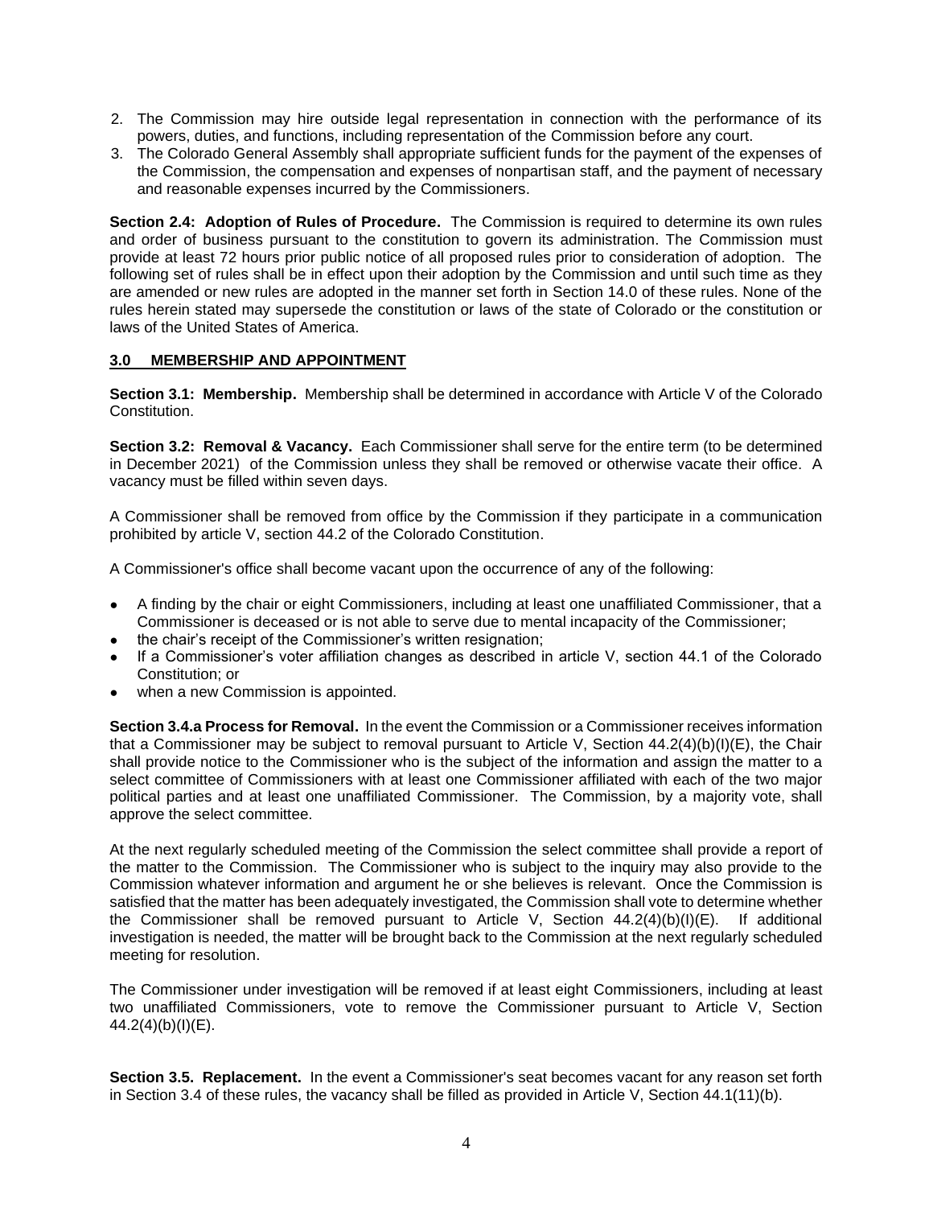2. The Commission may hire outside legal representation in connection with the performance of its powers, duties, and functions, including representation of the Commission before any court.
3. The Colorado General Assembly shall appropriate sufficient funds for the payment of the expenses of the Commission, the compensation and expenses of nonpartisan staff, and the payment of necessary and reasonable expenses incurred by the Commissioners.

**Section 2.4: Adoption of Rules of Procedure.** The Commission is required to determine its own rules and order of business pursuant to the constitution to govern its administration. The Commission must provide at least 72 hours prior public notice of all proposed rules prior to consideration of adoption. The following set of rules shall be in effect upon their adoption by the Commission and until such time as they are amended or new rules are adopted in the manner set forth in Section 14.0 of these rules. None of the rules herein stated may supersede the constitution or laws of the state of Colorado or the constitution or laws of the United States of America.

## 3.0 MEMBERSHIP AND APPOINTMENT

**Section 3.1: Membership.** Membership shall be determined in accordance with Article V of the Colorado Constitution.

**Section 3.2: Removal & Vacancy.** Each Commissioner shall serve for the entire term (to be determined in December 2021) of the Commission unless they shall be removed or otherwise vacate their office. A vacancy must be filled within seven days.

A Commissioner shall be removed from office by the Commission if they participate in a communication prohibited by article V, section 44.2 of the Colorado Constitution.

A Commissioner's office shall become vacant upon the occurrence of any of the following:

- A finding by the chair or eight Commissioners, including at least one unaffiliated Commissioner, that a Commissioner is deceased or is not able to serve due to mental incapacity of the Commissioner;
- the chair's receipt of the Commissioner's written resignation;
- If a Commissioner's voter affiliation changes as described in article V, section 44.1 of the Colorado Constitution; or
- when a new Commission is appointed.

**Section 3.4.a Process for Removal.** In the event the Commission or a Commissioner receives information that a Commissioner may be subject to removal pursuant to Article V, Section 44.2(4)(b)(I)(E), the Chair shall provide notice to the Commissioner who is the subject of the information and assign the matter to a select committee of Commissioners with at least one Commissioner affiliated with each of the two major political parties and at least one unaffiliated Commissioner. The Commission, by a majority vote, shall approve the select committee.

At the next regularly scheduled meeting of the Commission the select committee shall provide a report of the matter to the Commission. The Commissioner who is subject to the inquiry may also provide to the Commission whatever information and argument he or she believes is relevant. Once the Commission is satisfied that the matter has been adequately investigated, the Commission shall vote to determine whether the Commissioner shall be removed pursuant to Article V, Section 44.2(4)(b)(I)(E). If additional investigation is needed, the matter will be brought back to the Commission at the next regularly scheduled meeting for resolution.

The Commissioner under investigation will be removed if at least eight Commissioners, including at least two unaffiliated Commissioners, vote to remove the Commissioner pursuant to Article V, Section 44.2(4)(b)(I)(E).

**Section 3.5. Replacement.** In the event a Commissioner's seat becomes vacant for any reason set forth in Section 3.4 of these rules, the vacancy shall be filled as provided in Article V, Section 44.1(11)(b).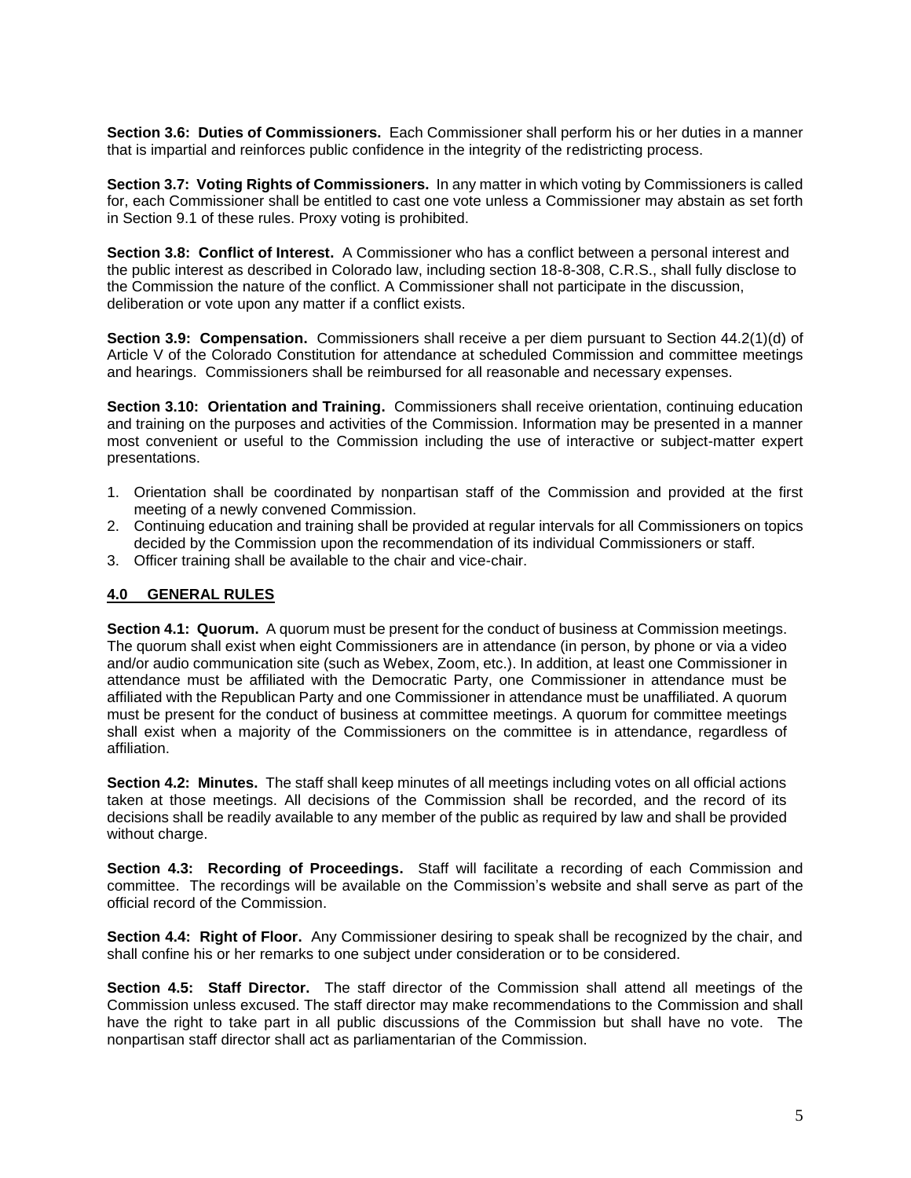**Section 3.6: Duties of Commissioners.** Each Commissioner shall perform his or her duties in a manner that is impartial and reinforces public confidence in the integrity of the redistricting process.

**Section 3.7: Voting Rights of Commissioners.** In any matter in which voting by Commissioners is called for, each Commissioner shall be entitled to cast one vote unless a Commissioner may abstain as set forth in Section 9.1 of these rules. Proxy voting is prohibited.

**Section 3.8: Conflict of Interest.** A Commissioner who has a conflict between a personal interest and the public interest as described in Colorado law, including section 18-8-308, C.R.S., shall fully disclose to the Commission the nature of the conflict. A Commissioner shall not participate in the discussion, deliberation or vote upon any matter if a conflict exists.

**Section 3.9: Compensation.** Commissioners shall receive a per diem pursuant to Section 44.2(1)(d) of Article V of the Colorado Constitution for attendance at scheduled Commission and committee meetings and hearings. Commissioners shall be reimbursed for all reasonable and necessary expenses.

**Section 3.10: Orientation and Training.** Commissioners shall receive orientation, continuing education and training on the purposes and activities of the Commission. Information may be presented in a manner most convenient or useful to the Commission including the use of interactive or subject-matter expert presentations.

1. Orientation shall be coordinated by nonpartisan staff of the Commission and provided at the first meeting of a newly convened Commission.
2. Continuing education and training shall be provided at regular intervals for all Commissioners on topics decided by the Commission upon the recommendation of its individual Commissioners or staff.
3. Officer training shall be available to the chair and vice-chair.

## 4.0 GENERAL RULES

**Section 4.1: Quorum.** A quorum must be present for the conduct of business at Commission meetings. The quorum shall exist when eight Commissioners are in attendance (in person, by phone or via a video and/or audio communication site (such as Webex, Zoom, etc.). In addition, at least one Commissioner in attendance must be affiliated with the Democratic Party, one Commissioner in attendance must be affiliated with the Republican Party and one Commissioner in attendance must be unaffiliated. A quorum must be present for the conduct of business at committee meetings. A quorum for committee meetings shall exist when a majority of the Commissioners on the committee is in attendance, regardless of affiliation.

**Section 4.2: Minutes.** The staff shall keep minutes of all meetings including votes on all official actions taken at those meetings. All decisions of the Commission shall be recorded, and the record of its decisions shall be readily available to any member of the public as required by law and shall be provided without charge.

**Section 4.3: Recording of Proceedings.** Staff will facilitate a recording of each Commission and committee. The recordings will be available on the Commission's website and shall serve as part of the official record of the Commission.

**Section 4.4: Right of Floor.** Any Commissioner desiring to speak shall be recognized by the chair, and shall confine his or her remarks to one subject under consideration or to be considered.

**Section 4.5: Staff Director.** The staff director of the Commission shall attend all meetings of the Commission unless excused. The staff director may make recommendations to the Commission and shall have the right to take part in all public discussions of the Commission but shall have no vote. The nonpartisan staff director shall act as parliamentarian of the Commission.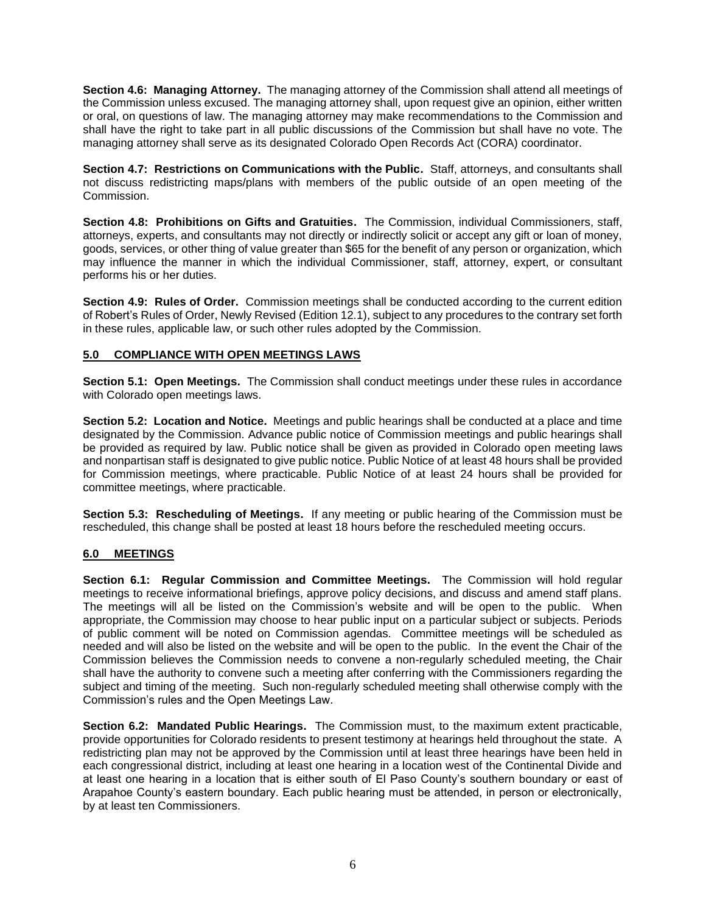**Section 4.6: Managing Attorney.** The managing attorney of the Commission shall attend all meetings of the Commission unless excused. The managing attorney shall, upon request give an opinion, either written or oral, on questions of law. The managing attorney may make recommendations to the Commission and shall have the right to take part in all public discussions of the Commission but shall have no vote. The managing attorney shall serve as its designated Colorado Open Records Act (CORA) coordinator.

**Section 4.7: Restrictions on Communications with the Public.** Staff, attorneys, and consultants shall not discuss redistricting maps/plans with members of the public outside of an open meeting of the Commission.

**Section 4.8: Prohibitions on Gifts and Gratuities.** The Commission, individual Commissioners, staff, attorneys, experts, and consultants may not directly or indirectly solicit or accept any gift or loan of money, goods, services, or other thing of value greater than $65 for the benefit of any person or organization, which may influence the manner in which the individual Commissioner, staff, attorney, expert, or consultant performs his or her duties.

**Section 4.9: Rules of Order.** Commission meetings shall be conducted according to the current edition of Robert's Rules of Order, Newly Revised (Edition 12.1), subject to any procedures to the contrary set forth in these rules, applicable law, or such other rules adopted by the Commission.

## 5.0 COMPLIANCE WITH OPEN MEETINGS LAWS

**Section 5.1: Open Meetings.** The Commission shall conduct meetings under these rules in accordance with Colorado open meetings laws.

**Section 5.2: Location and Notice.** Meetings and public hearings shall be conducted at a place and time designated by the Commission. Advance public notice of Commission meetings and public hearings shall be provided as required by law. Public notice shall be given as provided in Colorado open meeting laws and nonpartisan staff is designated to give public notice. Public Notice of at least 48 hours shall be provided for Commission meetings, where practicable. Public Notice of at least 24 hours shall be provided for committee meetings, where practicable.

**Section 5.3: Rescheduling of Meetings.** If any meeting or public hearing of the Commission must be rescheduled, this change shall be posted at least 18 hours before the rescheduled meeting occurs.

## 6.0 MEETINGS

**Section 6.1: Regular Commission and Committee Meetings.** The Commission will hold regular meetings to receive informational briefings, approve policy decisions, and discuss and amend staff plans. The meetings will all be listed on the Commission's website and will be open to the public. When appropriate, the Commission may choose to hear public input on a particular subject or subjects. Periods of public comment will be noted on Commission agendas. Committee meetings will be scheduled as needed and will also be listed on the website and will be open to the public. In the event the Chair of the Commission believes the Commission needs to convene a non-regularly scheduled meeting, the Chair shall have the authority to convene such a meeting after conferring with the Commissioners regarding the subject and timing of the meeting. Such non-regularly scheduled meeting shall otherwise comply with the Commission's rules and the Open Meetings Law.

**Section 6.2: Mandated Public Hearings.** The Commission must, to the maximum extent practicable, provide opportunities for Colorado residents to present testimony at hearings held throughout the state. A redistricting plan may not be approved by the Commission until at least three hearings have been held in each congressional district, including at least one hearing in a location west of the Continental Divide and at least one hearing in a location that is either south of El Paso County's southern boundary or east of Arapahoe County's eastern boundary. Each public hearing must be attended, in person or electronically, by at least ten Commissioners.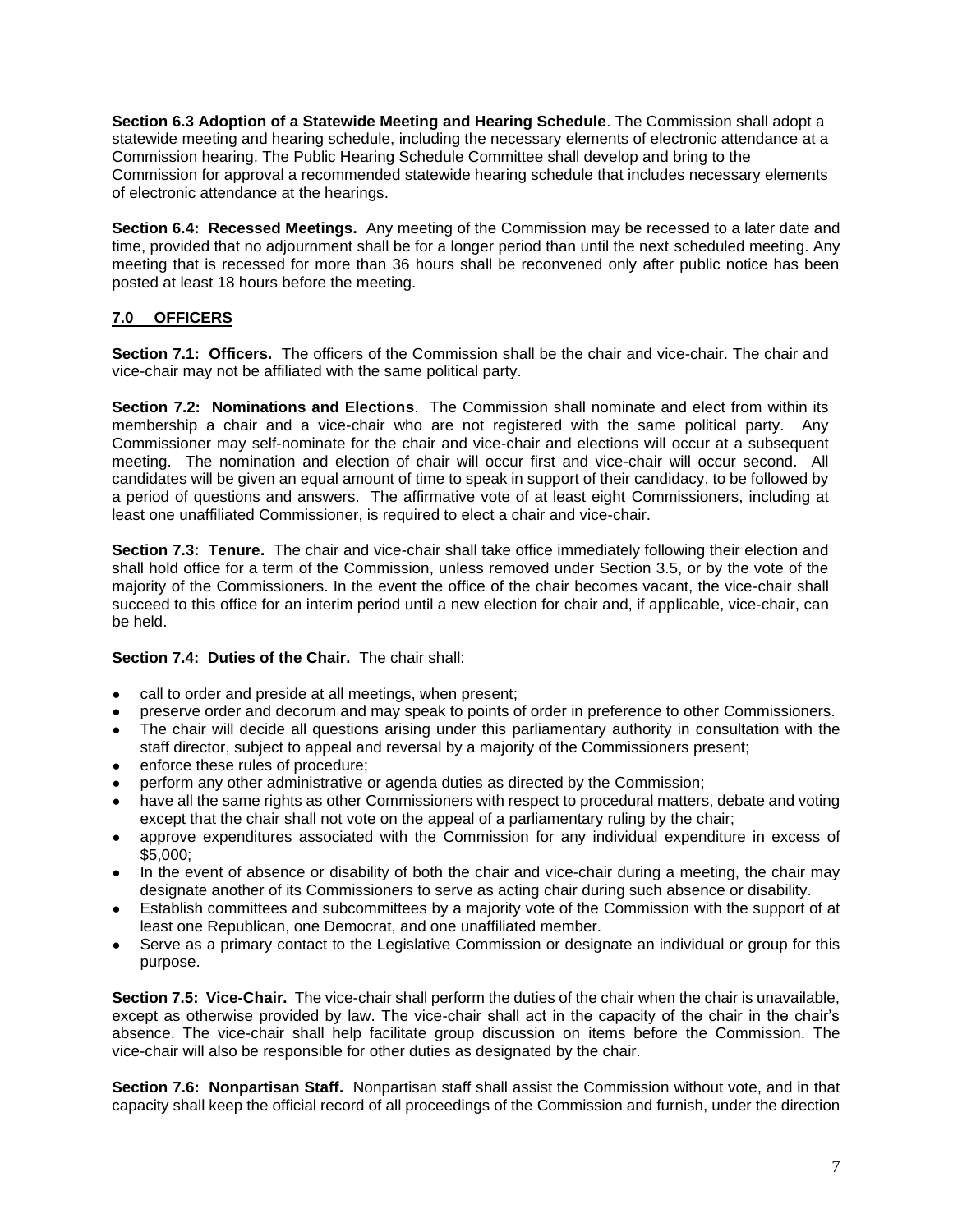**Section 6.3 Adoption of a Statewide Meeting and Hearing Schedule**. The Commission shall adopt a statewide meeting and hearing schedule, including the necessary elements of electronic attendance at a Commission hearing. The Public Hearing Schedule Committee shall develop and bring to the Commission for approval a recommended statewide hearing schedule that includes necessary elements of electronic attendance at the hearings.

**Section 6.4: Recessed Meetings.** Any meeting of the Commission may be recessed to a later date and time, provided that no adjournment shall be for a longer period than until the next scheduled meeting. Any meeting that is recessed for more than 36 hours shall be reconvened only after public notice has been posted at least 18 hours before the meeting.

## 7.0 OFFICERS

**Section 7.1: Officers.** The officers of the Commission shall be the chair and vice-chair. The chair and vice-chair may not be affiliated with the same political party.

**Section 7.2: Nominations and Elections**. The Commission shall nominate and elect from within its membership a chair and a vice-chair who are not registered with the same political party. Any Commissioner may self-nominate for the chair and vice-chair and elections will occur at a subsequent meeting. The nomination and election of chair will occur first and vice-chair will occur second. All candidates will be given an equal amount of time to speak in support of their candidacy, to be followed by a period of questions and answers. The affirmative vote of at least eight Commissioners, including at least one unaffiliated Commissioner, is required to elect a chair and vice-chair.

**Section 7.3: Tenure.** The chair and vice-chair shall take office immediately following their election and shall hold office for a term of the Commission, unless removed under Section 3.5, or by the vote of the majority of the Commissioners. In the event the office of the chair becomes vacant, the vice-chair shall succeed to this office for an interim period until a new election for chair and, if applicable, vice-chair, can be held.

**Section 7.4: Duties of the Chair.** The chair shall:

- call to order and preside at all meetings, when present;
- preserve order and decorum and may speak to points of order in preference to other Commissioners.
- The chair will decide all questions arising under this parliamentary authority in consultation with the staff director, subject to appeal and reversal by a majority of the Commissioners present;
- enforce these rules of procedure;
- perform any other administrative or agenda duties as directed by the Commission;
- have all the same rights as other Commissioners with respect to procedural matters, debate and voting except that the chair shall not vote on the appeal of a parliamentary ruling by the chair;
- approve expenditures associated with the Commission for any individual expenditure in excess of $5,000;
- In the event of absence or disability of both the chair and vice-chair during a meeting, the chair may designate another of its Commissioners to serve as acting chair during such absence or disability.
- Establish committees and subcommittees by a majority vote of the Commission with the support of at least one Republican, one Democrat, and one unaffiliated member.
- Serve as a primary contact to the Legislative Commission or designate an individual or group for this purpose.

**Section 7.5: Vice-Chair.** The vice-chair shall perform the duties of the chair when the chair is unavailable, except as otherwise provided by law. The vice-chair shall act in the capacity of the chair in the chair's absence. The vice-chair shall help facilitate group discussion on items before the Commission. The vice-chair will also be responsible for other duties as designated by the chair.

**Section 7.6: Nonpartisan Staff.** Nonpartisan staff shall assist the Commission without vote, and in that capacity shall keep the official record of all proceedings of the Commission and furnish, under the direction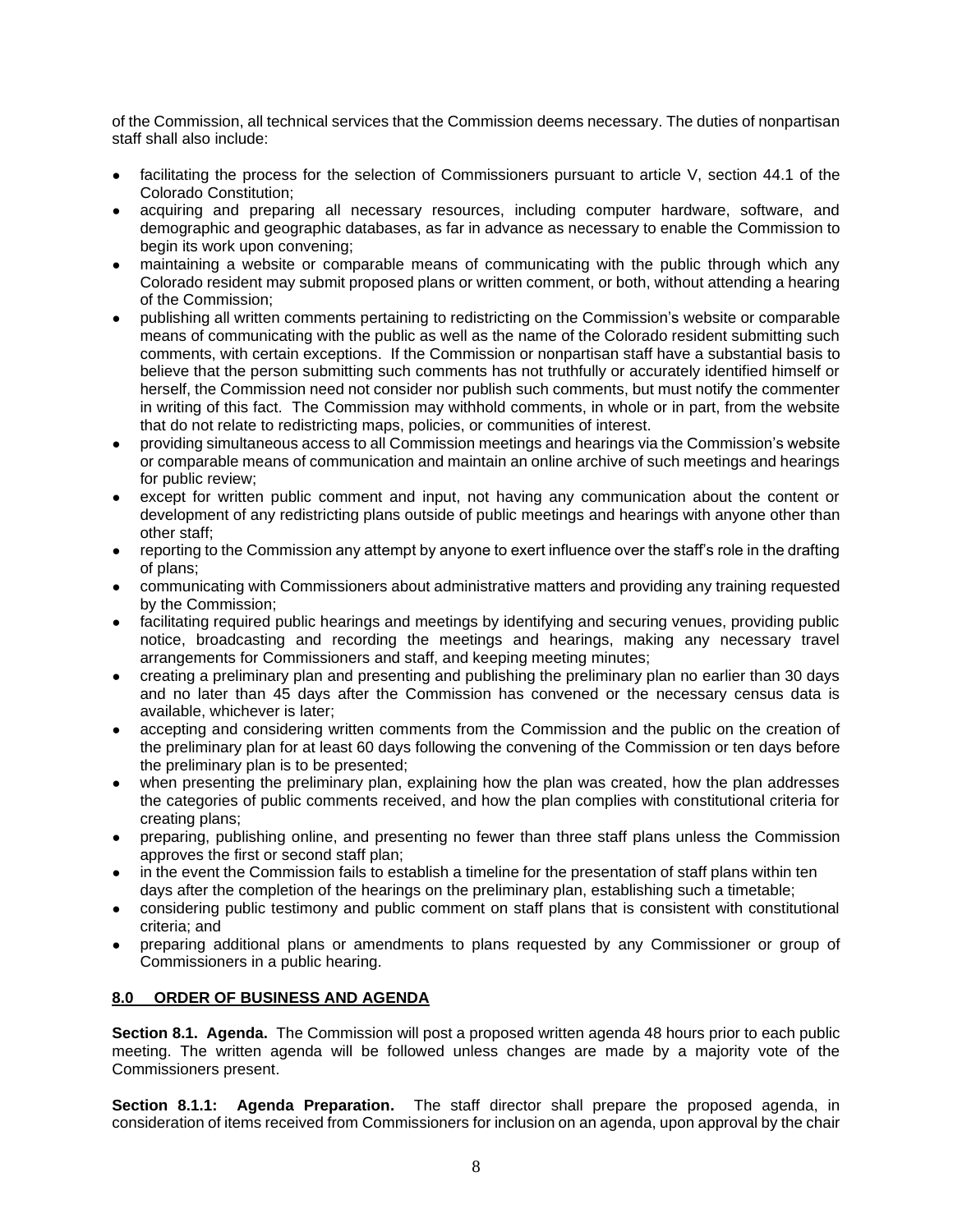of the Commission, all technical services that the Commission deems necessary. The duties of nonpartisan staff shall also include:

- facilitating the process for the selection of Commissioners pursuant to article V, section 44.1 of the Colorado Constitution;
- acquiring and preparing all necessary resources, including computer hardware, software, and demographic and geographic databases, as far in advance as necessary to enable the Commission to begin its work upon convening;
- maintaining a website or comparable means of communicating with the public through which any Colorado resident may submit proposed plans or written comment, or both, without attending a hearing of the Commission;
- publishing all written comments pertaining to redistricting on the Commission's website or comparable means of communicating with the public as well as the name of the Colorado resident submitting such comments, with certain exceptions. If the Commission or nonpartisan staff have a substantial basis to believe that the person submitting such comments has not truthfully or accurately identified himself or herself, the Commission need not consider nor publish such comments, but must notify the commenter in writing of this fact. The Commission may withhold comments, in whole or in part, from the website that do not relate to redistricting maps, policies, or communities of interest.
- providing simultaneous access to all Commission meetings and hearings via the Commission's website or comparable means of communication and maintain an online archive of such meetings and hearings for public review;
- except for written public comment and input, not having any communication about the content or development of any redistricting plans outside of public meetings and hearings with anyone other than other staff;
- reporting to the Commission any attempt by anyone to exert influence over the staff's role in the drafting of plans;
- communicating with Commissioners about administrative matters and providing any training requested by the Commission;
- facilitating required public hearings and meetings by identifying and securing venues, providing public notice, broadcasting and recording the meetings and hearings, making any necessary travel arrangements for Commissioners and staff, and keeping meeting minutes;
- creating a preliminary plan and presenting and publishing the preliminary plan no earlier than 30 days and no later than 45 days after the Commission has convened or the necessary census data is available, whichever is later;
- accepting and considering written comments from the Commission and the public on the creation of the preliminary plan for at least 60 days following the convening of the Commission or ten days before the preliminary plan is to be presented;
- when presenting the preliminary plan, explaining how the plan was created, how the plan addresses the categories of public comments received, and how the plan complies with constitutional criteria for creating plans;
- preparing, publishing online, and presenting no fewer than three staff plans unless the Commission approves the first or second staff plan;
- in the event the Commission fails to establish a timeline for the presentation of staff plans within ten days after the completion of the hearings on the preliminary plan, establishing such a timetable;
- considering public testimony and public comment on staff plans that is consistent with constitutional criteria; and
- preparing additional plans or amendments to plans requested by any Commissioner or group of Commissioners in a public hearing.

## 8.0 ORDER OF BUSINESS AND AGENDA

**Section 8.1. Agenda.** The Commission will post a proposed written agenda 48 hours prior to each public meeting. The written agenda will be followed unless changes are made by a majority vote of the Commissioners present.

**Section 8.1.1: Agenda Preparation.** The staff director shall prepare the proposed agenda, in consideration of items received from Commissioners for inclusion on an agenda, upon approval by the chair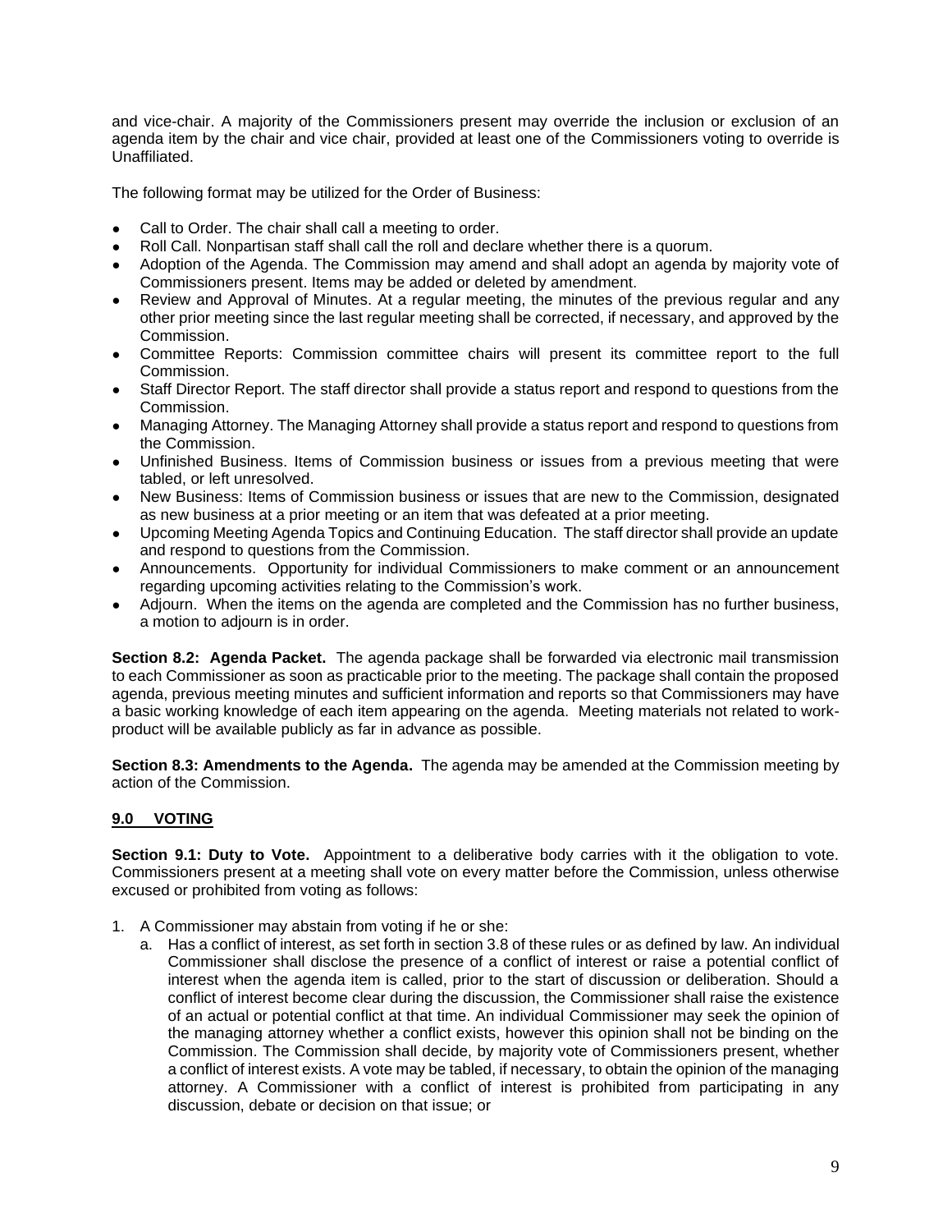and vice-chair. A majority of the Commissioners present may override the inclusion or exclusion of an agenda item by the chair and vice chair, provided at least one of the Commissioners voting to override is Unaffiliated.

The following format may be utilized for the Order of Business:

- Call to Order. The chair shall call a meeting to order.
- Roll Call. Nonpartisan staff shall call the roll and declare whether there is a quorum.
- Adoption of the Agenda. The Commission may amend and shall adopt an agenda by majority vote of Commissioners present. Items may be added or deleted by amendment.
- Review and Approval of Minutes. At a regular meeting, the minutes of the previous regular and any other prior meeting since the last regular meeting shall be corrected, if necessary, and approved by the Commission.
- Committee Reports: Commission committee chairs will present its committee report to the full Commission.
- Staff Director Report. The staff director shall provide a status report and respond to questions from the Commission.
- Managing Attorney. The Managing Attorney shall provide a status report and respond to questions from the Commission.
- Unfinished Business. Items of Commission business or issues from a previous meeting that were tabled, or left unresolved.
- New Business: Items of Commission business or issues that are new to the Commission, designated as new business at a prior meeting or an item that was defeated at a prior meeting.
- Upcoming Meeting Agenda Topics and Continuing Education. The staff director shall provide an update and respond to questions from the Commission.
- Announcements. Opportunity for individual Commissioners to make comment or an announcement regarding upcoming activities relating to the Commission's work.
- Adjourn. When the items on the agenda are completed and the Commission has no further business, a motion to adjourn is in order.

**Section 8.2: Agenda Packet.** The agenda package shall be forwarded via electronic mail transmission to each Commissioner as soon as practicable prior to the meeting. The package shall contain the proposed agenda, previous meeting minutes and sufficient information and reports so that Commissioners may have a basic working knowledge of each item appearing on the agenda. Meeting materials not related to work-product will be available publicly as far in advance as possible.

**Section 8.3: Amendments to the Agenda.** The agenda may be amended at the Commission meeting by action of the Commission.

## 9.0 VOTING

**Section 9.1: Duty to Vote.** Appointment to a deliberative body carries with it the obligation to vote. Commissioners present at a meeting shall vote on every matter before the Commission, unless otherwise excused or prohibited from voting as follows:

1. A Commissioner may abstain from voting if he or she:
   a. Has a conflict of interest, as set forth in section 3.8 of these rules or as defined by law. An individual Commissioner shall disclose the presence of a conflict of interest or raise a potential conflict of interest when the agenda item is called, prior to the start of discussion or deliberation. Should a conflict of interest become clear during the discussion, the Commissioner shall raise the existence of an actual or potential conflict at that time. An individual Commissioner may seek the opinion of the managing attorney whether a conflict exists, however this opinion shall not be binding on the Commission. The Commission shall decide, by majority vote of Commissioners present, whether a conflict of interest exists. A vote may be tabled, if necessary, to obtain the opinion of the managing attorney. A Commissioner with a conflict of interest is prohibited from participating in any discussion, debate or decision on that issue; or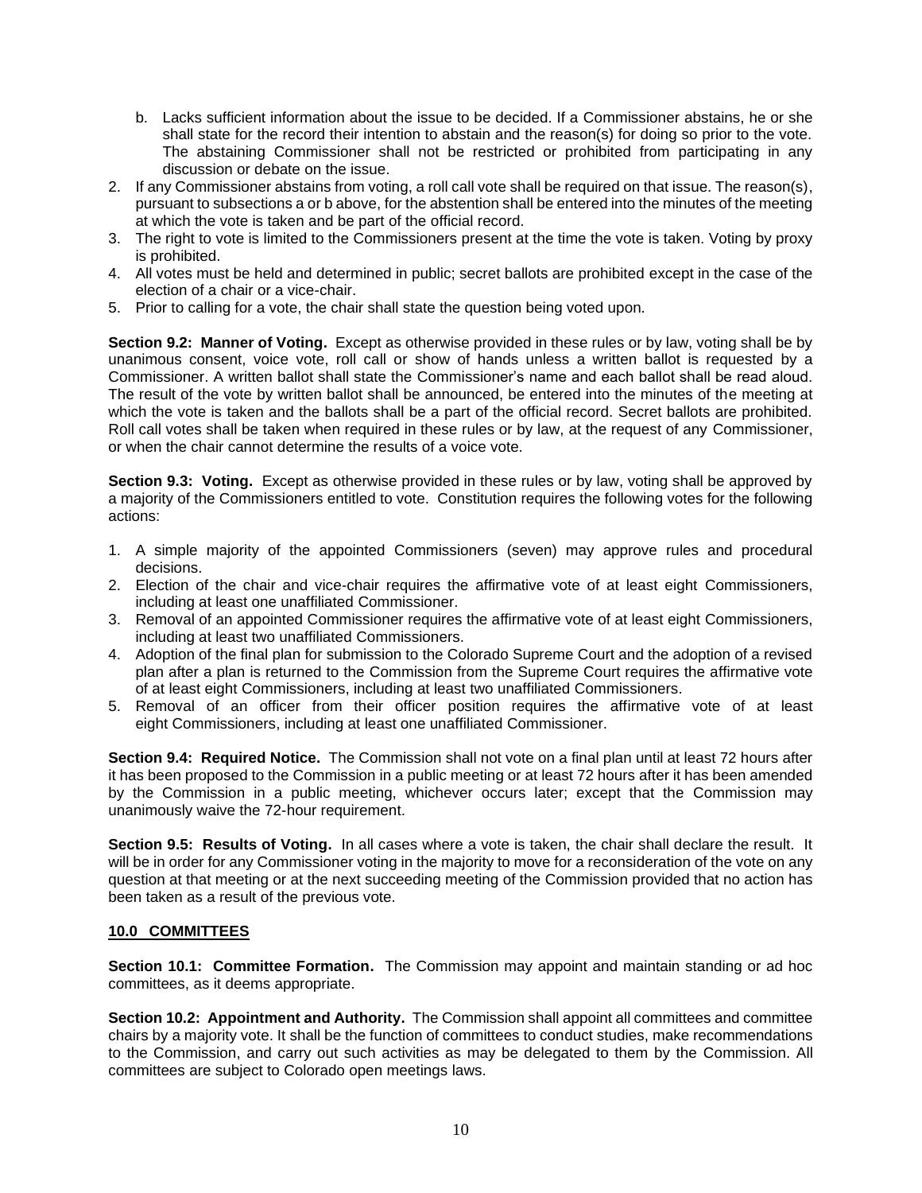b. Lacks sufficient information about the issue to be decided. If a Commissioner abstains, he or she shall state for the record their intention to abstain and the reason(s) for doing so prior to the vote. The abstaining Commissioner shall not be restricted or prohibited from participating in any discussion or debate on the issue.

2. If any Commissioner abstains from voting, a roll call vote shall be required on that issue. The reason(s), pursuant to subsections a or b above, for the abstention shall be entered into the minutes of the meeting at which the vote is taken and be part of the official record.
3. The right to vote is limited to the Commissioners present at the time the vote is taken. Voting by proxy is prohibited.
4. All votes must be held and determined in public; secret ballots are prohibited except in the case of the election of a chair or a vice-chair.
5. Prior to calling for a vote, the chair shall state the question being voted upon.

**Section 9.2: Manner of Voting.** Except as otherwise provided in these rules or by law, voting shall be by unanimous consent, voice vote, roll call or show of hands unless a written ballot is requested by a Commissioner. A written ballot shall state the Commissioner's name and each ballot shall be read aloud. The result of the vote by written ballot shall be announced, be entered into the minutes of the meeting at which the vote is taken and the ballots shall be a part of the official record. Secret ballots are prohibited. Roll call votes shall be taken when required in these rules or by law, at the request of any Commissioner, or when the chair cannot determine the results of a voice vote.

**Section 9.3: Voting.** Except as otherwise provided in these rules or by law, voting shall be approved by a majority of the Commissioners entitled to vote. Constitution requires the following votes for the following actions:

1. A simple majority of the appointed Commissioners (seven) may approve rules and procedural decisions.
2. Election of the chair and vice-chair requires the affirmative vote of at least eight Commissioners, including at least one unaffiliated Commissioner.
3. Removal of an appointed Commissioner requires the affirmative vote of at least eight Commissioners, including at least two unaffiliated Commissioners.
4. Adoption of the final plan for submission to the Colorado Supreme Court and the adoption of a revised plan after a plan is returned to the Commission from the Supreme Court requires the affirmative vote of at least eight Commissioners, including at least two unaffiliated Commissioners.
5. Removal of an officer from their officer position requires the affirmative vote of at least eight Commissioners, including at least one unaffiliated Commissioner.

**Section 9.4: Required Notice.** The Commission shall not vote on a final plan until at least 72 hours after it has been proposed to the Commission in a public meeting or at least 72 hours after it has been amended by the Commission in a public meeting, whichever occurs later; except that the Commission may unanimously waive the 72-hour requirement.

**Section 9.5: Results of Voting.** In all cases where a vote is taken, the chair shall declare the result. It will be in order for any Commissioner voting in the majority to move for a reconsideration of the vote on any question at that meeting or at the next succeeding meeting of the Commission provided that no action has been taken as a result of the previous vote.

## 10.0 COMMITTEES

**Section 10.1: Committee Formation.** The Commission may appoint and maintain standing or ad hoc committees, as it deems appropriate.

**Section 10.2: Appointment and Authority.** The Commission shall appoint all committees and committee chairs by a majority vote. It shall be the function of committees to conduct studies, make recommendations to the Commission, and carry out such activities as may be delegated to them by the Commission. All committees are subject to Colorado open meetings laws.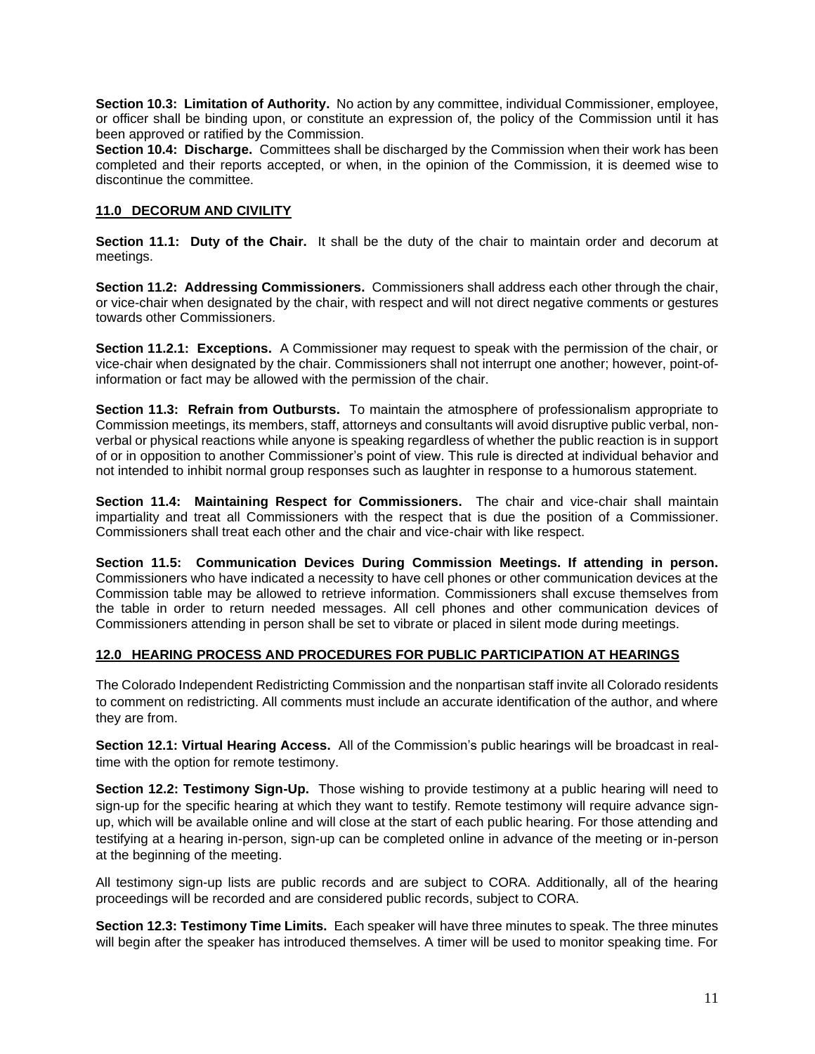**Section 10.3: Limitation of Authority.** No action by any committee, individual Commissioner, employee, or officer shall be binding upon, or constitute an expression of, the policy of the Commission until it has been approved or ratified by the Commission.

**Section 10.4: Discharge.** Committees shall be discharged by the Commission when their work has been completed and their reports accepted, or when, in the opinion of the Commission, it is deemed wise to discontinue the committee.

## 11.0 DECORUM AND CIVILITY

**Section 11.1: Duty of the Chair.** It shall be the duty of the chair to maintain order and decorum at meetings.

**Section 11.2: Addressing Commissioners.** Commissioners shall address each other through the chair, or vice-chair when designated by the chair, with respect and will not direct negative comments or gestures towards other Commissioners.

**Section 11.2.1: Exceptions.** A Commissioner may request to speak with the permission of the chair, or vice-chair when designated by the chair. Commissioners shall not interrupt one another; however, point-of-information or fact may be allowed with the permission of the chair.

**Section 11.3: Refrain from Outbursts.** To maintain the atmosphere of professionalism appropriate to Commission meetings, its members, staff, attorneys and consultants will avoid disruptive public verbal, non-verbal or physical reactions while anyone is speaking regardless of whether the public reaction is in support of or in opposition to another Commissioner's point of view. This rule is directed at individual behavior and not intended to inhibit normal group responses such as laughter in response to a humorous statement.

**Section 11.4: Maintaining Respect for Commissioners.** The chair and vice-chair shall maintain impartiality and treat all Commissioners with the respect that is due the position of a Commissioner. Commissioners shall treat each other and the chair and vice-chair with like respect.

**Section 11.5: Communication Devices During Commission Meetings. If attending in person.** Commissioners who have indicated a necessity to have cell phones or other communication devices at the Commission table may be allowed to retrieve information. Commissioners shall excuse themselves from the table in order to return needed messages. All cell phones and other communication devices of Commissioners attending in person shall be set to vibrate or placed in silent mode during meetings.

## 12.0 HEARING PROCESS AND PROCEDURES FOR PUBLIC PARTICIPATION AT HEARINGS

The Colorado Independent Redistricting Commission and the nonpartisan staff invite all Colorado residents to comment on redistricting. All comments must include an accurate identification of the author, and where they are from.

**Section 12.1: Virtual Hearing Access.** All of the Commission's public hearings will be broadcast in real-time with the option for remote testimony.

**Section 12.2: Testimony Sign-Up.** Those wishing to provide testimony at a public hearing will need to sign-up for the specific hearing at which they want to testify. Remote testimony will require advance sign-up, which will be available online and will close at the start of each public hearing. For those attending and testifying at a hearing in-person, sign-up can be completed online in advance of the meeting or in-person at the beginning of the meeting.

All testimony sign-up lists are public records and are subject to CORA. Additionally, all of the hearing proceedings will be recorded and are considered public records, subject to CORA.

**Section 12.3: Testimony Time Limits.** Each speaker will have three minutes to speak. The three minutes will begin after the speaker has introduced themselves. A timer will be used to monitor speaking time. For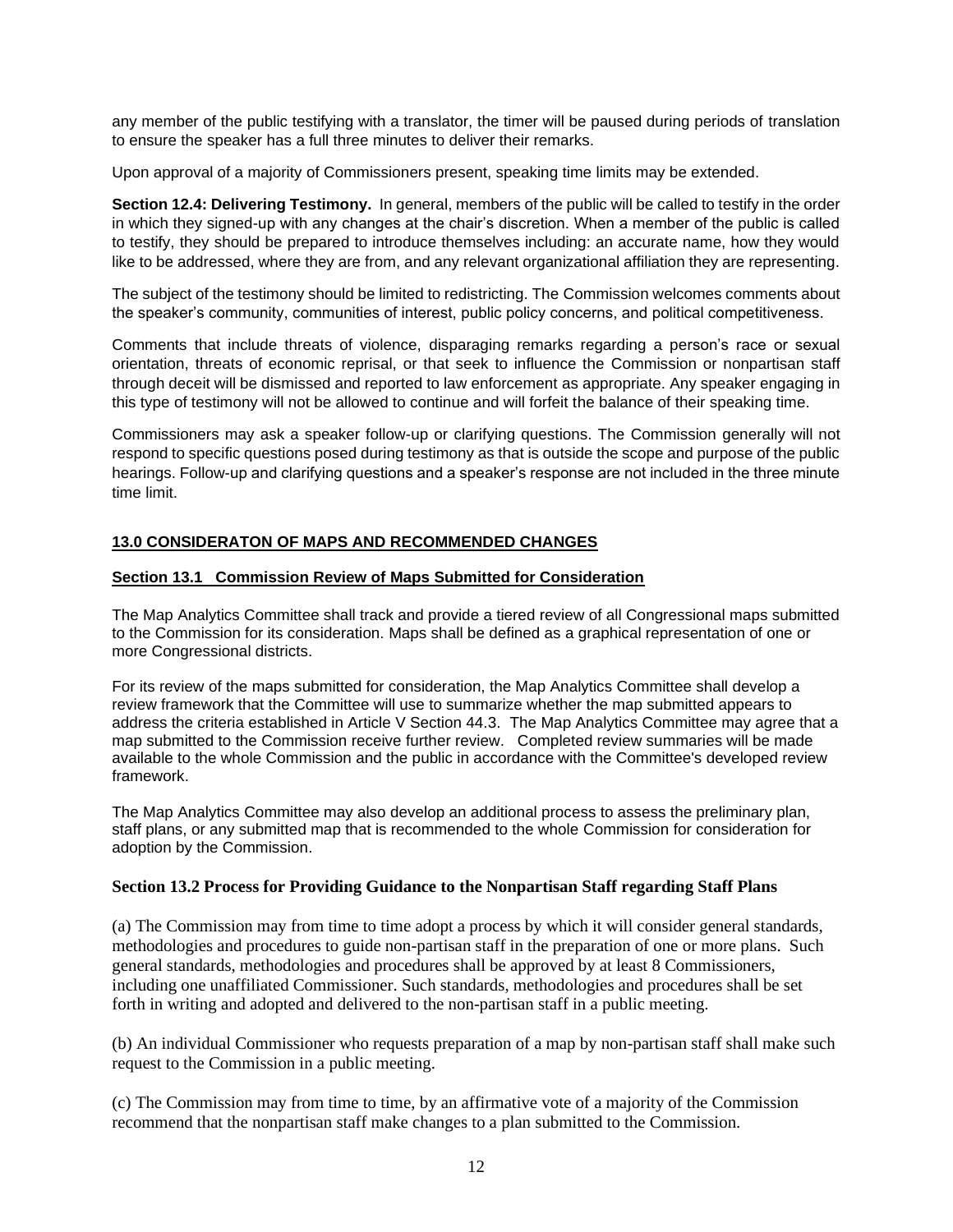any member of the public testifying with a translator, the timer will be paused during periods of translation to ensure the speaker has a full three minutes to deliver their remarks.

Upon approval of a majority of Commissioners present, speaking time limits may be extended.

**Section 12.4: Delivering Testimony.** In general, members of the public will be called to testify in the order in which they signed-up with any changes at the chair's discretion. When a member of the public is called to testify, they should be prepared to introduce themselves including: an accurate name, how they would like to be addressed, where they are from, and any relevant organizational affiliation they are representing.

The subject of the testimony should be limited to redistricting. The Commission welcomes comments about the speaker's community, communities of interest, public policy concerns, and political competitiveness.

Comments that include threats of violence, disparaging remarks regarding a person's race or sexual orientation, threats of economic reprisal, or that seek to influence the Commission or nonpartisan staff through deceit will be dismissed and reported to law enforcement as appropriate. Any speaker engaging in this type of testimony will not be allowed to continue and will forfeit the balance of their speaking time.

Commissioners may ask a speaker follow-up or clarifying questions. The Commission generally will not respond to specific questions posed during testimony as that is outside the scope and purpose of the public hearings. Follow-up and clarifying questions and a speaker's response are not included in the three minute time limit.

## 13.0 CONSIDERATON OF MAPS AND RECOMMENDED CHANGES

### Section 13.1 Commission Review of Maps Submitted for Consideration

The Map Analytics Committee shall track and provide a tiered review of all Congressional maps submitted to the Commission for its consideration. Maps shall be defined as a graphical representation of one or more Congressional districts.

For its review of the maps submitted for consideration, the Map Analytics Committee shall develop a review framework that the Committee will use to summarize whether the map submitted appears to address the criteria established in Article V Section 44.3. The Map Analytics Committee may agree that a map submitted to the Commission receive further review. Completed review summaries will be made available to the whole Commission and the public in accordance with the Committee's developed review framework.

The Map Analytics Committee may also develop an additional process to assess the preliminary plan, staff plans, or any submitted map that is recommended to the whole Commission for consideration for adoption by the Commission.

### Section 13.2 Process for Providing Guidance to the Nonpartisan Staff regarding Staff Plans

(a) The Commission may from time to time adopt a process by which it will consider general standards, methodologies and procedures to guide non-partisan staff in the preparation of one or more plans. Such general standards, methodologies and procedures shall be approved by at least 8 Commissioners, including one unaffiliated Commissioner. Such standards, methodologies and procedures shall be set forth in writing and adopted and delivered to the non-partisan staff in a public meeting.

(b) An individual Commissioner who requests preparation of a map by non-partisan staff shall make such request to the Commission in a public meeting.

(c) The Commission may from time to time, by an affirmative vote of a majority of the Commission recommend that the nonpartisan staff make changes to a plan submitted to the Commission.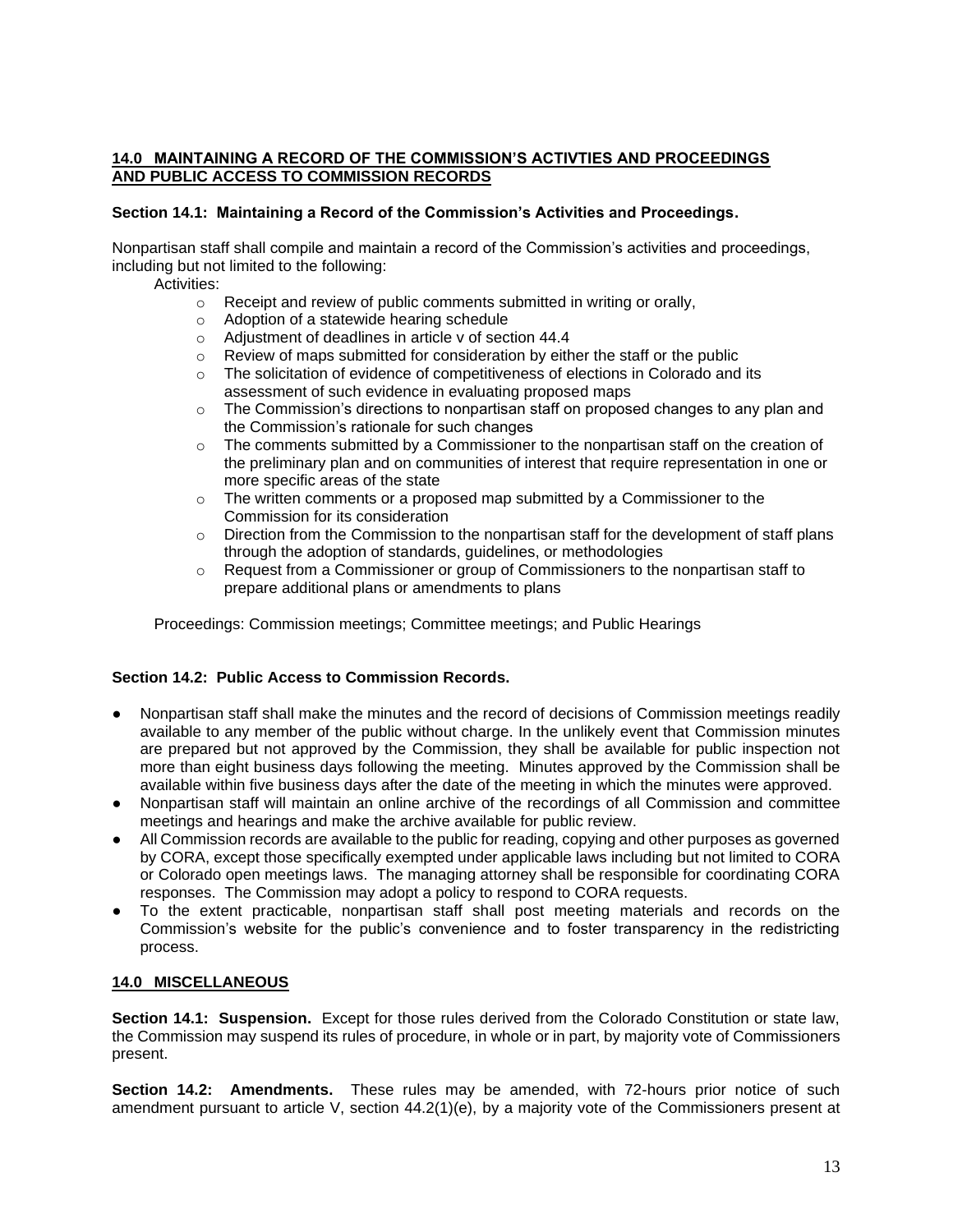## 14.0 MAINTAINING A RECORD OF THE COMMISSION'S ACTIVTIES AND PROCEEDINGS AND PUBLIC ACCESS TO COMMISSION RECORDS

### Section 14.1: Maintaining a Record of the Commission's Activities and Proceedings.

Nonpartisan staff shall compile and maintain a record of the Commission's activities and proceedings, including but not limited to the following:

Activities:

- Receipt and review of public comments submitted in writing or orally,
- Adoption of a statewide hearing schedule
- Adjustment of deadlines in article v of section 44.4
- Review of maps submitted for consideration by either the staff or the public
- The solicitation of evidence of competitiveness of elections in Colorado and its assessment of such evidence in evaluating proposed maps
- The Commission's directions to nonpartisan staff on proposed changes to any plan and the Commission's rationale for such changes
- The comments submitted by a Commissioner to the nonpartisan staff on the creation of the preliminary plan and on communities of interest that require representation in one or more specific areas of the state
- The written comments or a proposed map submitted by a Commissioner to the Commission for its consideration
- Direction from the Commission to the nonpartisan staff for the development of staff plans through the adoption of standards, guidelines, or methodologies
- Request from a Commissioner or group of Commissioners to the nonpartisan staff to prepare additional plans or amendments to plans

Proceedings: Commission meetings; Committee meetings; and Public Hearings

### Section 14.2: Public Access to Commission Records.

- Nonpartisan staff shall make the minutes and the record of decisions of Commission meetings readily available to any member of the public without charge. In the unlikely event that Commission minutes are prepared but not approved by the Commission, they shall be available for public inspection not more than eight business days following the meeting. Minutes approved by the Commission shall be available within five business days after the date of the meeting in which the minutes were approved.
- Nonpartisan staff will maintain an online archive of the recordings of all Commission and committee meetings and hearings and make the archive available for public review.
- All Commission records are available to the public for reading, copying and other purposes as governed by CORA, except those specifically exempted under applicable laws including but not limited to CORA or Colorado open meetings laws. The managing attorney shall be responsible for coordinating CORA responses. The Commission may adopt a policy to respond to CORA requests.
- To the extent practicable, nonpartisan staff shall post meeting materials and records on the Commission's website for the public's convenience and to foster transparency in the redistricting process.

## 14.0 MISCELLANEOUS

**Section 14.1: Suspension.** Except for those rules derived from the Colorado Constitution or state law, the Commission may suspend its rules of procedure, in whole or in part, by majority vote of Commissioners present.

**Section 14.2: Amendments.** These rules may be amended, with 72-hours prior notice of such amendment pursuant to article V, section 44.2(1)(e), by a majority vote of the Commissioners present at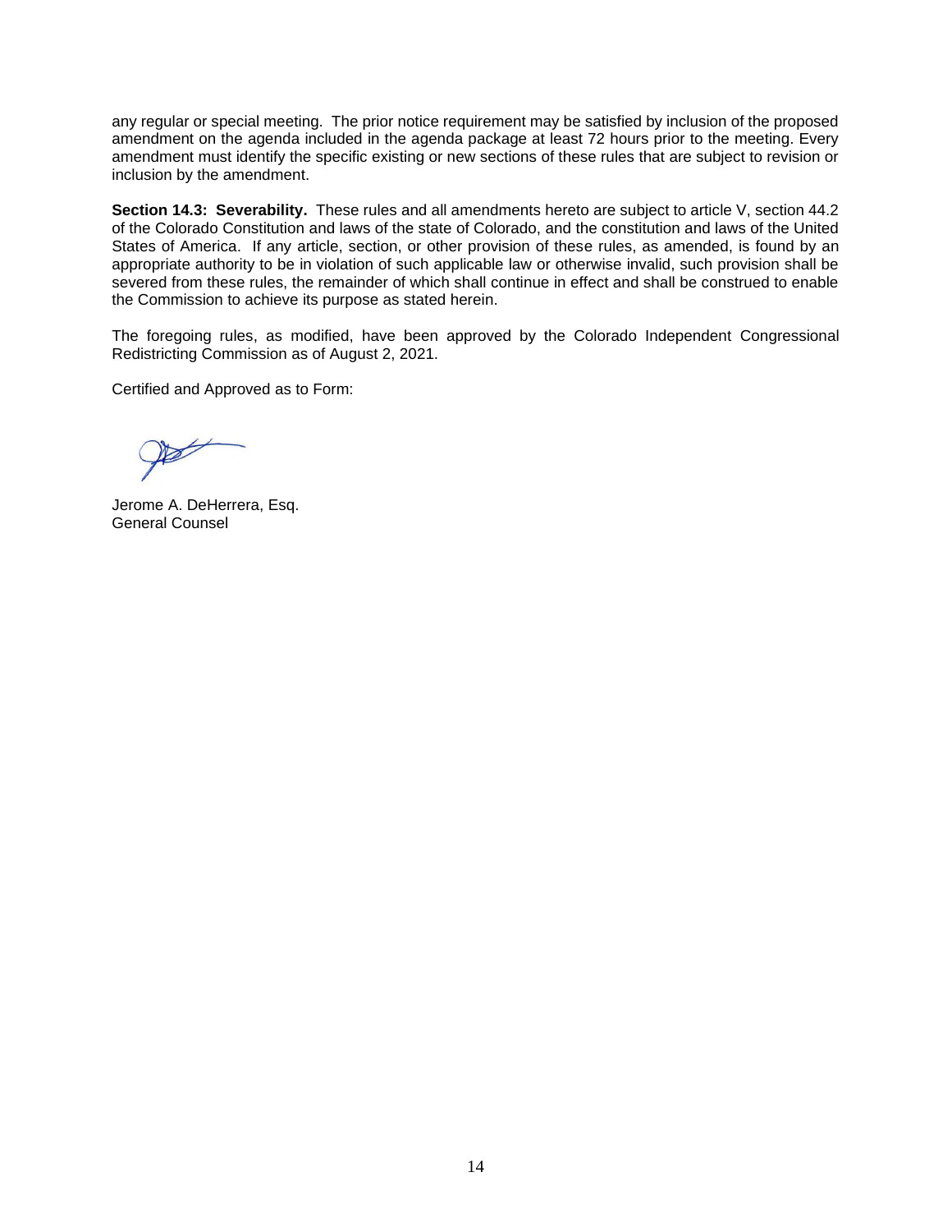any regular or special meeting. The prior notice requirement may be satisfied by inclusion of the proposed amendment on the agenda included in the agenda package at least 72 hours prior to the meeting. Every amendment must identify the specific existing or new sections of these rules that are subject to revision or inclusion by the amendment.

**Section 14.3: Severability.** These rules and all amendments hereto are subject to article V, section 44.2 of the Colorado Constitution and laws of the state of Colorado, and the constitution and laws of the United States of America. If any article, section, or other provision of these rules, as amended, is found by an appropriate authority to be in violation of such applicable law or otherwise invalid, such provision shall be severed from these rules, the remainder of which shall continue in effect and shall be construed to enable the Commission to achieve its purpose as stated herein.

The foregoing rules, as modified, have been approved by the Colorado Independent Congressional Redistricting Commission as of August 2, 2021.

Certified and Approved as to Form:

Jerome A. DeHerrera, Esq.
General Counsel